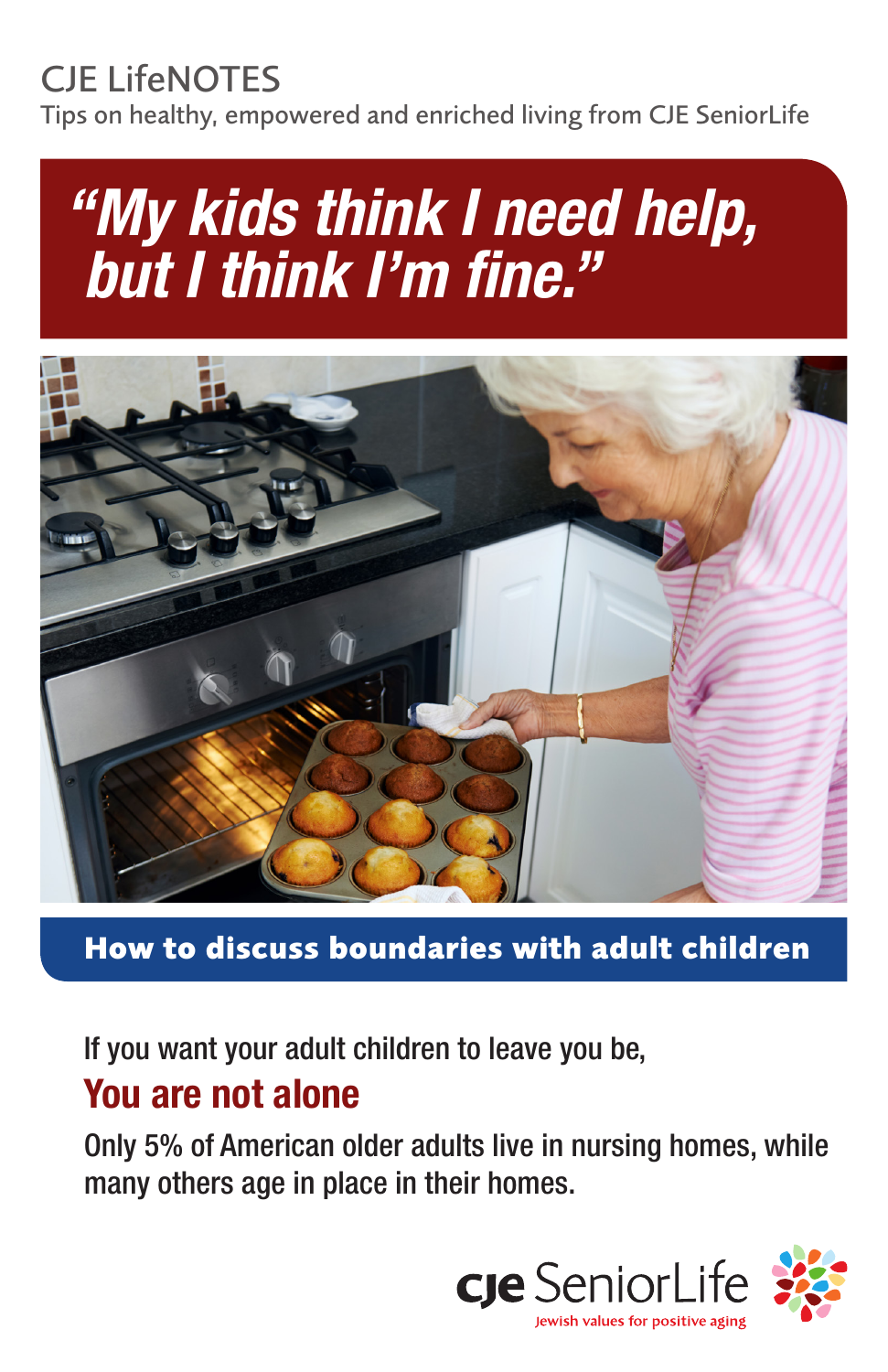CJE LifeNOTES

Tips on healthy, empowered and enriched living from CJE SeniorLife

# *"My kids think I need help, but I think I'm fine."*

## How to discuss boundaries with adult children

If you want your adult children to leave you be,

### You are not alone

Only 5% of American older adults live in nursing homes, while many others age in place in their homes.

CJE SeniorLife

Jewish values for positive aging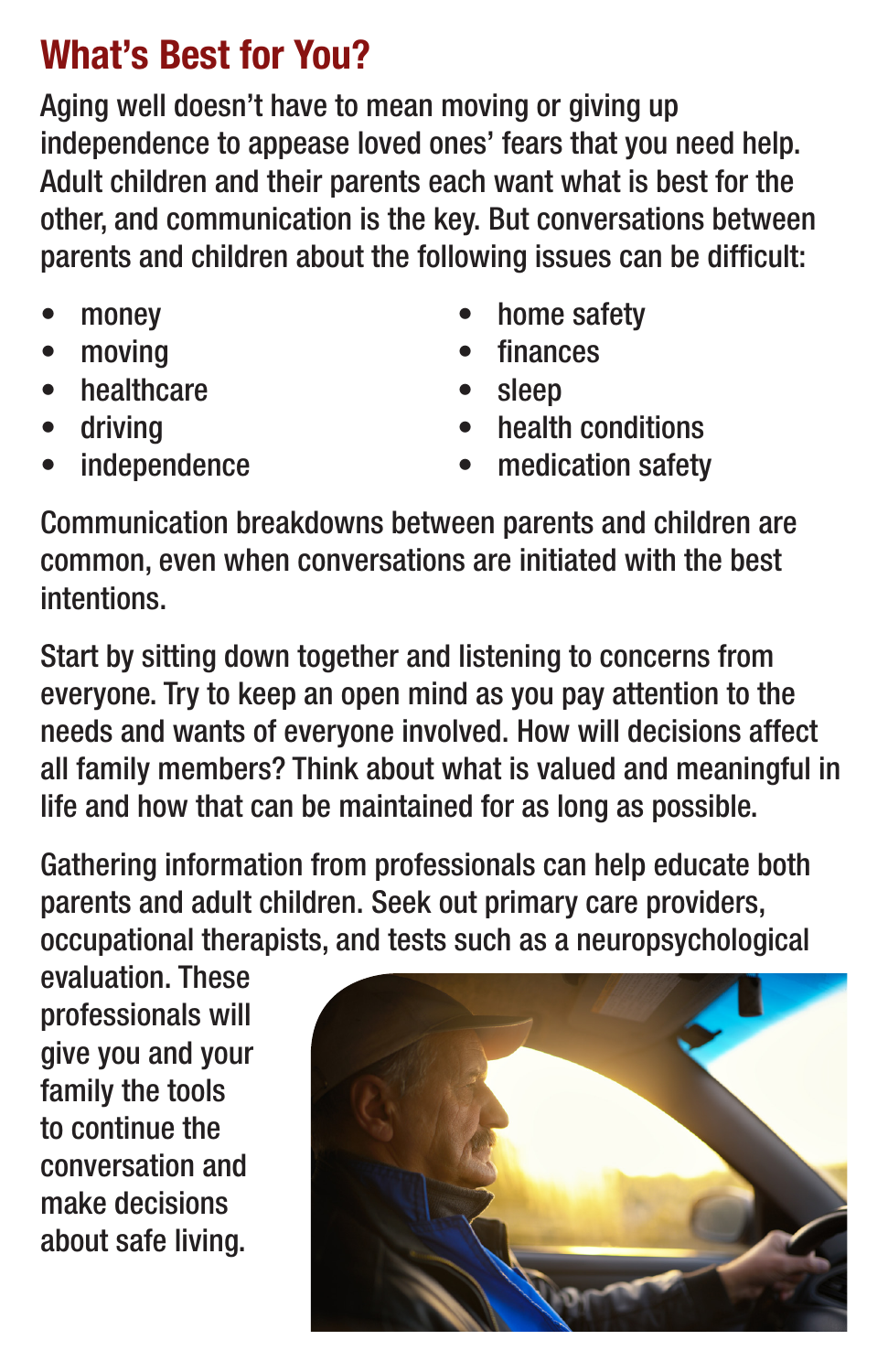## What's Best for You?

Aging well doesn't have to mean moving or giving up independence to appease loved ones' fears that you need help. Adult children and their parents each want what is best for the other, and communication is the key. But conversations between parents and children about the following issues can be difficult:

- money
- moving
- healthcare
- driving
- independence
- home safety
- finances
- sleep
- health conditions
- medication safety

Communication breakdowns between parents and children are common, even when conversations are initiated with the best intentions.

Start by sitting down together and listening to concerns from everyone. Try to keep an open mind as you pay attention to the needs and wants of everyone involved. How will decisions affect all family members? Think about what is valued and meaningful in life and how that can be maintained for as long as possible.

Gathering information from professionals can help educate both parents and adult children. Seek out primary care providers, occupational therapists, and tests such as a neuropsychological evaluation. These professionals will give you and your family the tools to continue the conversation and make decisions about safe living.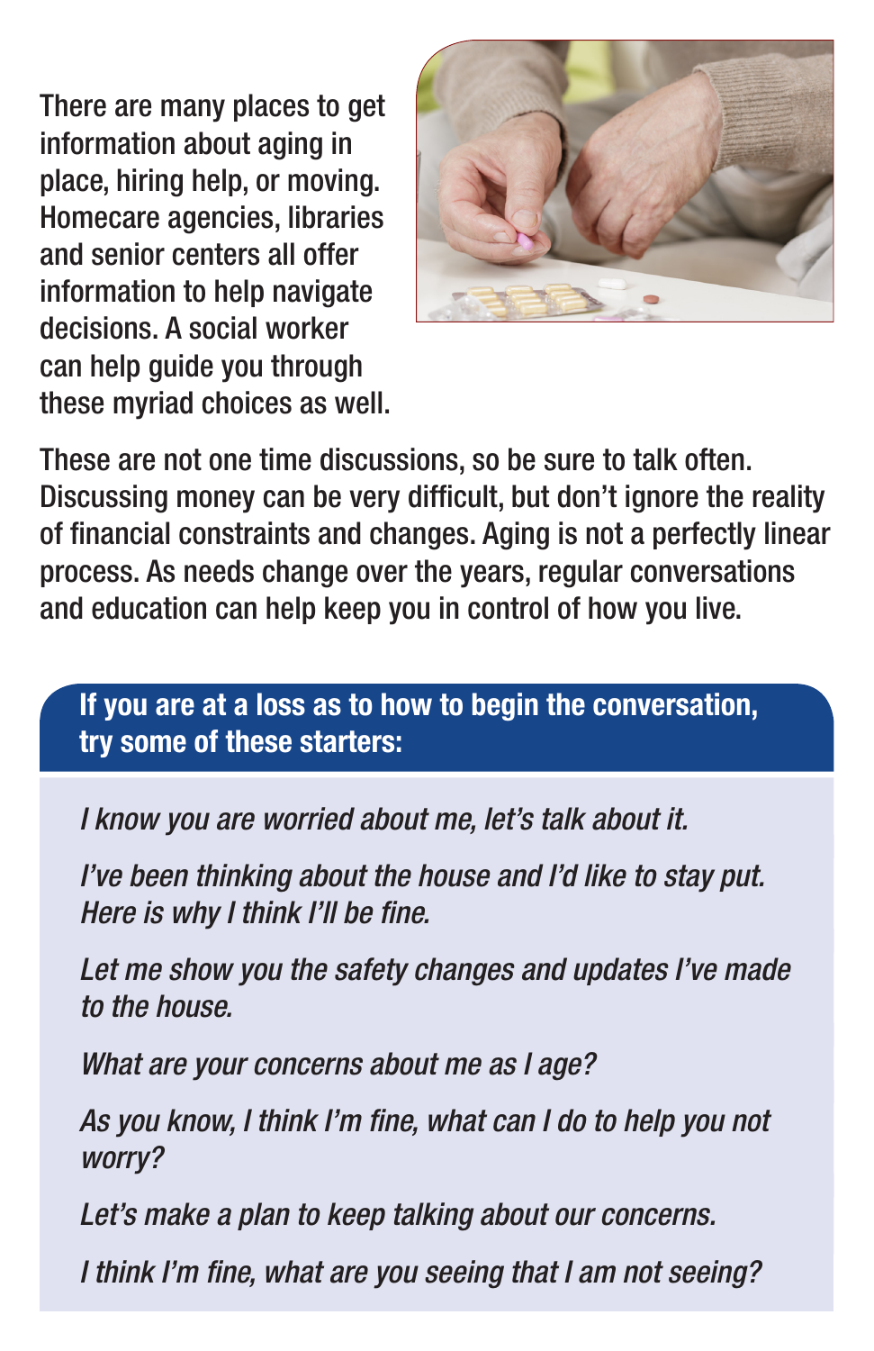There are many places to get information about aging in place, hiring help, or moving. Homecare agencies, libraries and senior centers all offer information to help navigate decisions. A social worker can help guide you through these myriad choices as well.

These are not one time discussions, so be sure to talk often. Discussing money can be very difficult, but don't ignore the reality of financial constraints and changes. Aging is not a perfectly linear process. As needs change over the years, regular conversations and education can help keep you in control of how you live.

**If you are at a loss as to how to begin the conversation, try some of these starters:**

*I know you are worried about me, let's talk about it.*

*I've been thinking about the house and I'd like to stay put. Here is why I think I'll be fine.*

*Let me show you the safety changes and updates I've made to the house.*

*What are your concerns about me as I age?*

*As you know, I think I'm fine, what can I do to help you not worry?*

*Let's make a plan to keep talking about our concerns.*

*I think I'm fine, what are you seeing that I am not seeing?*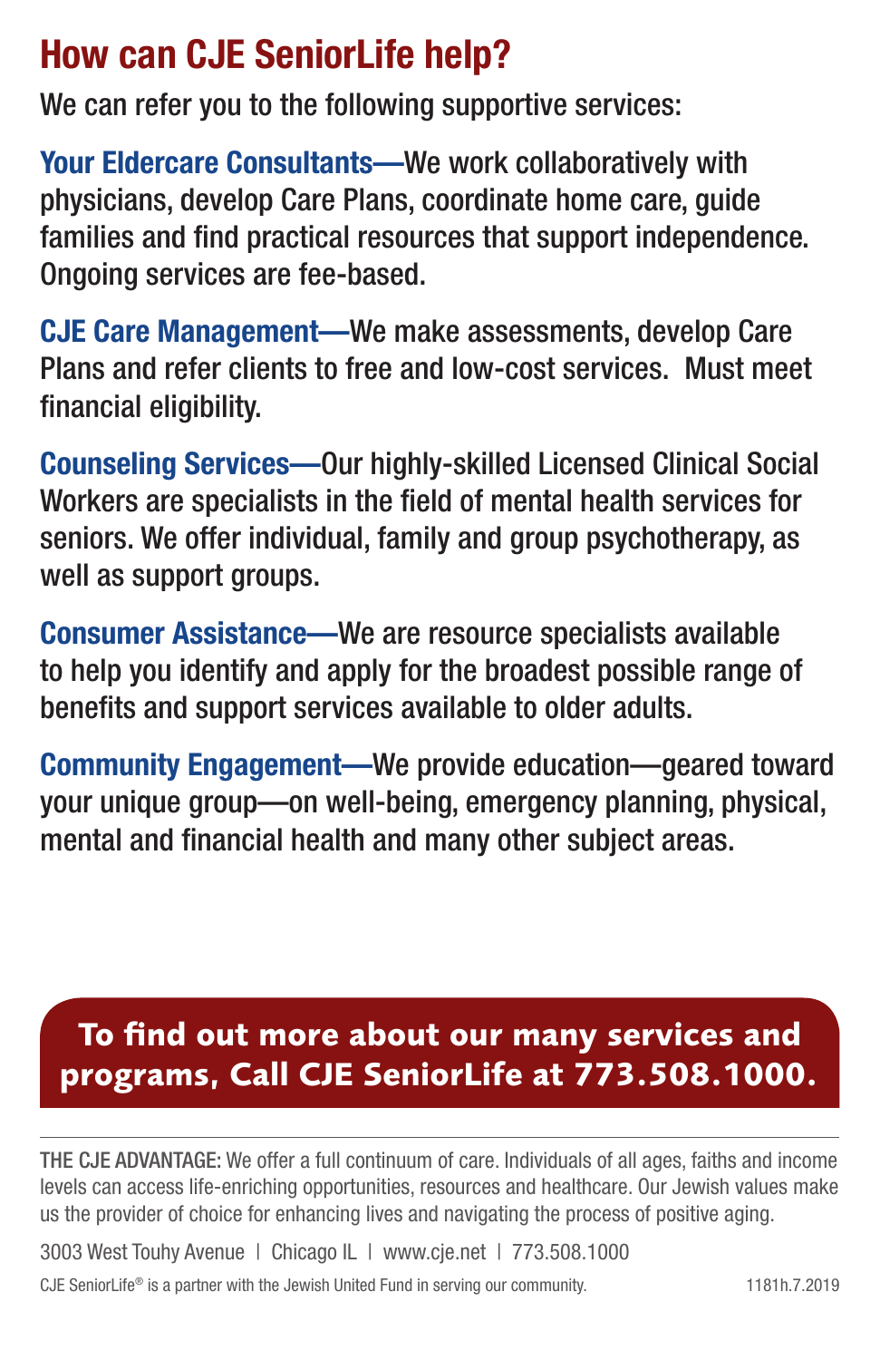## How can CJE SeniorLife help?

We can refer you to the following supportive services:

**Your Eldercare Consultants**—We work collaboratively with physicians, develop Care Plans, coordinate home care, guide families and find practical resources that support independence. Ongoing services are fee-based.

**CJE Care Management**—We make assessments, develop Care Plans and refer clients to free and low-cost services. Must meet financial eligibility.

**Counseling Services**—Our highly-skilled Licensed Clinical Social Workers are specialists in the field of mental health services for seniors. We offer individual, family and group psychotherapy, as well as support groups.

**Consumer Assistance**—We are resource specialists available to help you identify and apply for the broadest possible range of benefits and support services available to older adults.

**Community Engagement**—We provide education—geared toward your unique group—on well-being, emergency planning, physical, mental and financial health and many other subject areas.

**To find out more about our many services and programs, Call CJE SeniorLife at 773.508.1000.**

THE CJE ADVANTAGE: We offer a full continuum of care. Individuals of all ages, faiths and income levels can access life-enriching opportunities, resources and healthcare. Our Jewish values make us the provider of choice for enhancing lives and navigating the process of positive aging.

3003 West Touhy Avenue | Chicago IL | www.cje.net | 773.508.1000

CJE SeniorLife® is a partner with the Jewish United Fund in serving our community.

1181h.7.2019